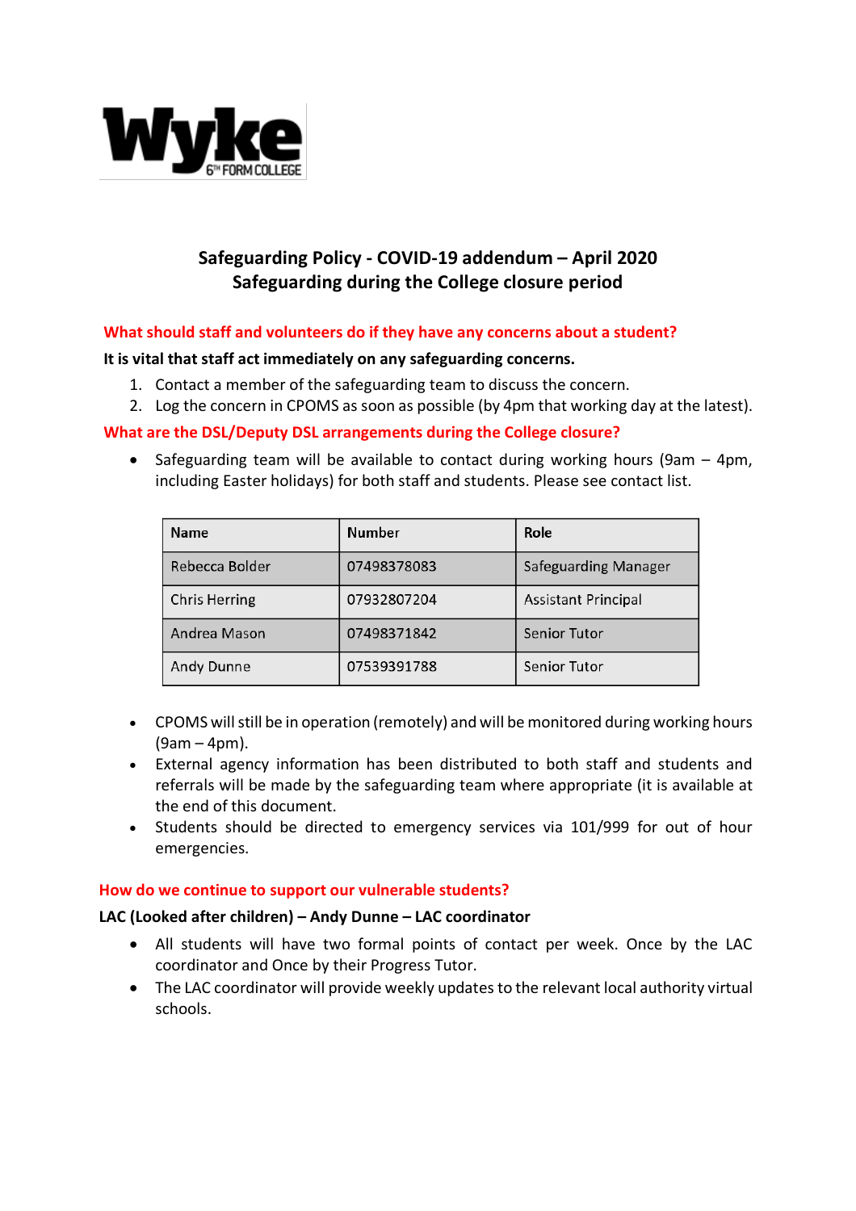# Safeguarding Policy - COVID-19 addendum – April 2020
## Safeguarding during the College closure period

### What should staff and volunteers do if they have any concerns about a student?

**It is vital that staff act immediately on any safeguarding concerns.**

1. Contact a member of the safeguarding team to discuss the concern.
2. Log the concern in CPOMS as soon as possible (by 4pm that working day at the latest).

### What are the DSL/Deputy DSL arrangements during the College closure?

- Safeguarding team will be available to contact during working hours (9am – 4pm, including Easter holidays) for both staff and students. Please see contact list.

| Name | Number | Role |
|---|---|---|
| Rebecca Bolder | 07498378083 | Safeguarding Manager |
| Chris Herring | 07932807204 | Assistant Principal |
| Andrea Mason | 07498371842 | Senior Tutor |
| Andy Dunne | 07539391788 | Senior Tutor |

- CPOMS will still be in operation (remotely) and will be monitored during working hours (9am – 4pm).
- External agency information has been distributed to both staff and students and referrals will be made by the safeguarding team where appropriate (it is available at the end of this document.
- Students should be directed to emergency services via 101/999 for out of hour emergencies.

### How do we continue to support our vulnerable students?

**LAC (Looked after children) – Andy Dunne – LAC coordinator**

- All students will have two formal points of contact per week. Once by the LAC coordinator and Once by their Progress Tutor.
- The LAC coordinator will provide weekly updates to the relevant local authority virtual schools.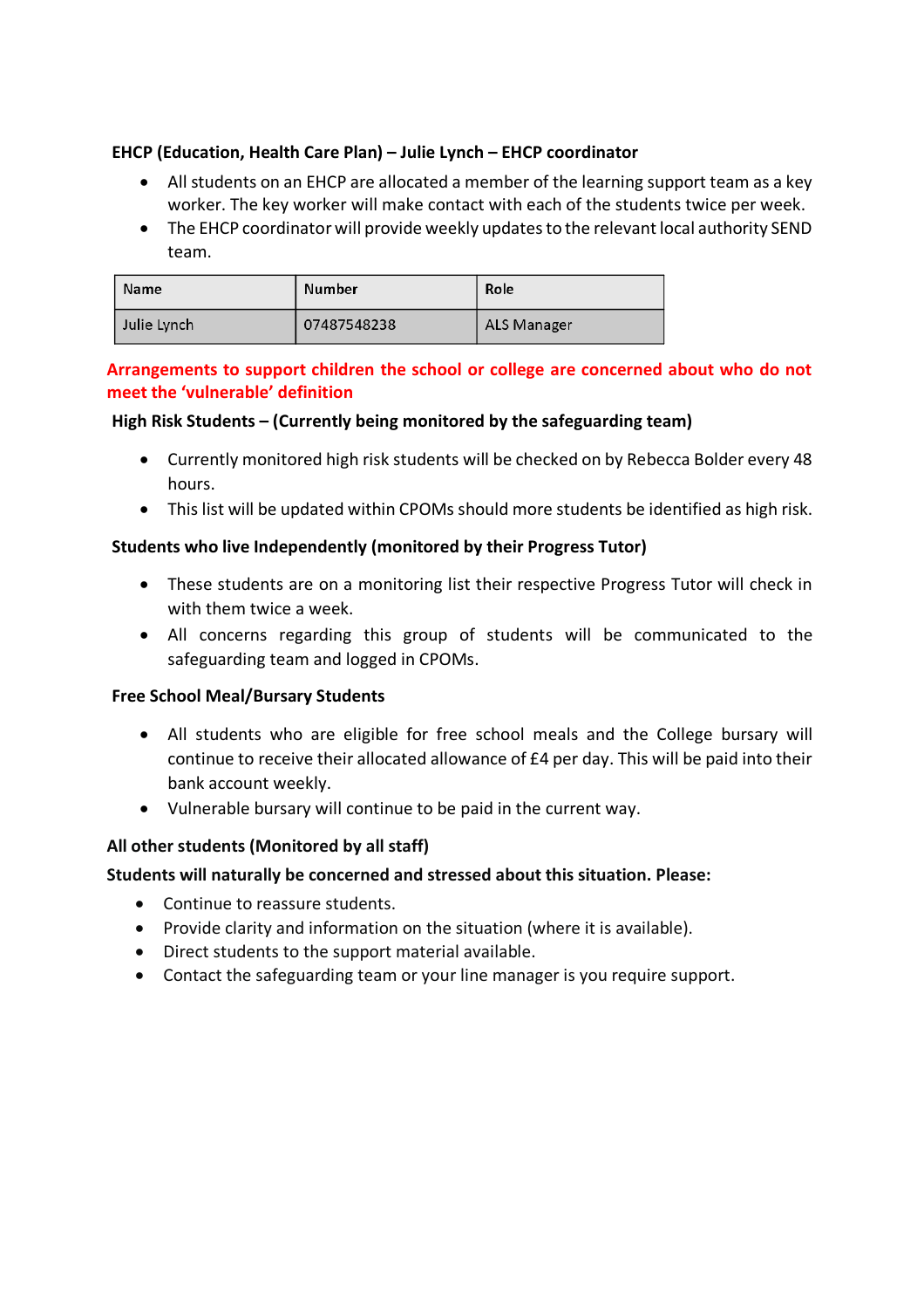**EHCP (Education, Health Care Plan) – Julie Lynch – EHCP coordinator**

- All students on an EHCP are allocated a member of the learning support team as a key worker. The key worker will make contact with each of the students twice per week.
- The EHCP coordinator will provide weekly updates to the relevant local authority SEND team.

| Name | Number | Role |
|---|---|---|
| Julie Lynch | 07487548238 | ALS Manager |

**Arrangements to support children the school or college are concerned about who do not meet the 'vulnerable' definition**

**High Risk Students – (Currently being monitored by the safeguarding team)**

- Currently monitored high risk students will be checked on by Rebecca Bolder every 48 hours.
- This list will be updated within CPOMs should more students be identified as high risk.

**Students who live Independently (monitored by their Progress Tutor)**

- These students are on a monitoring list their respective Progress Tutor will check in with them twice a week.
- All concerns regarding this group of students will be communicated to the safeguarding team and logged in CPOMs.

**Free School Meal/Bursary Students**

- All students who are eligible for free school meals and the College bursary will continue to receive their allocated allowance of £4 per day. This will be paid into their bank account weekly.
- Vulnerable bursary will continue to be paid in the current way.

**All other students (Monitored by all staff)**

**Students will naturally be concerned and stressed about this situation. Please:**

- Continue to reassure students.
- Provide clarity and information on the situation (where it is available).
- Direct students to the support material available.
- Contact the safeguarding team or your line manager is you require support.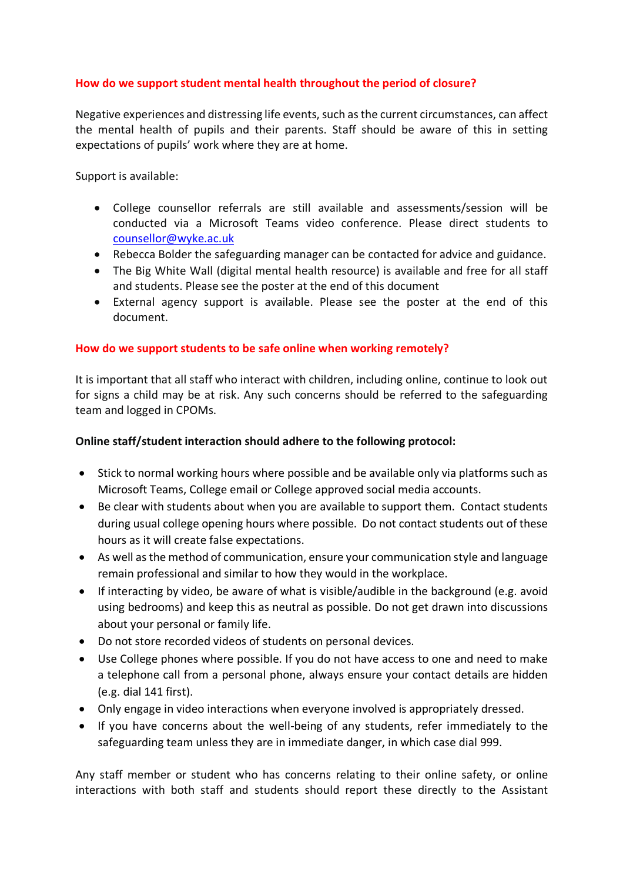## How do we support student mental health throughout the period of closure?

Negative experiences and distressing life events, such as the current circumstances, can affect the mental health of pupils and their parents. Staff should be aware of this in setting expectations of pupils' work where they are at home.

Support is available:

- College counsellor referrals are still available and assessments/session will be conducted via a Microsoft Teams video conference. Please direct students to counsellor@wyke.ac.uk
- Rebecca Bolder the safeguarding manager can be contacted for advice and guidance.
- The Big White Wall (digital mental health resource) is available and free for all staff and students. Please see the poster at the end of this document
- External agency support is available. Please see the poster at the end of this document.

## How do we support students to be safe online when working remotely?

It is important that all staff who interact with children, including online, continue to look out for signs a child may be at risk. Any such concerns should be referred to the safeguarding team and logged in CPOMs.

**Online staff/student interaction should adhere to the following protocol:**

- Stick to normal working hours where possible and be available only via platforms such as Microsoft Teams, College email or College approved social media accounts.
- Be clear with students about when you are available to support them. Contact students during usual college opening hours where possible. Do not contact students out of these hours as it will create false expectations.
- As well as the method of communication, ensure your communication style and language remain professional and similar to how they would in the workplace.
- If interacting by video, be aware of what is visible/audible in the background (e.g. avoid using bedrooms) and keep this as neutral as possible. Do not get drawn into discussions about your personal or family life.
- Do not store recorded videos of students on personal devices.
- Use College phones where possible. If you do not have access to one and need to make a telephone call from a personal phone, always ensure your contact details are hidden (e.g. dial 141 first).
- Only engage in video interactions when everyone involved is appropriately dressed.
- If you have concerns about the well-being of any students, refer immediately to the safeguarding team unless they are in immediate danger, in which case dial 999.

Any staff member or student who has concerns relating to their online safety, or online interactions with both staff and students should report these directly to the Assistant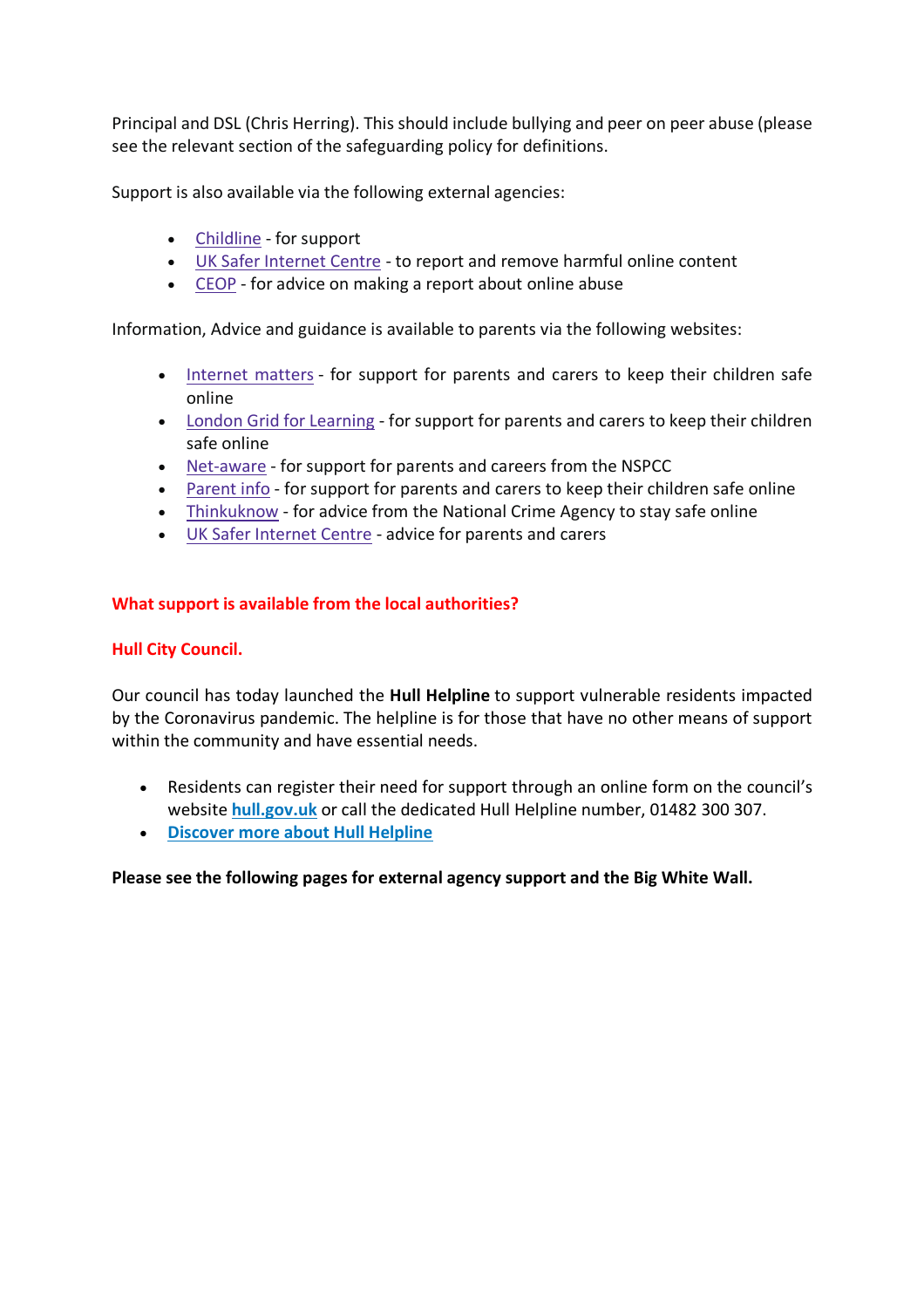Principal and DSL (Chris Herring). This should include bullying and peer on peer abuse (please see the relevant section of the safeguarding policy for definitions.

Support is also available via the following external agencies:

- Childline - for support
- UK Safer Internet Centre - to report and remove harmful online content
- CEOP - for advice on making a report about online abuse

Information, Advice and guidance is available to parents via the following websites:

- Internet matters - for support for parents and carers to keep their children safe online
- London Grid for Learning - for support for parents and carers to keep their children safe online
- Net-aware - for support for parents and careers from the NSPCC
- Parent info - for support for parents and carers to keep their children safe online
- Thinkuknow - for advice from the National Crime Agency to stay safe online
- UK Safer Internet Centre - advice for parents and carers

## What support is available from the local authorities?

### Hull City Council.

Our council has today launched the **Hull Helpline** to support vulnerable residents impacted by the Coronavirus pandemic. The helpline is for those that have no other means of support within the community and have essential needs.

- Residents can register their need for support through an online form on the council's website **hull.gov.uk** or call the dedicated Hull Helpline number, 01482 300 307.
- **Discover more about Hull Helpline**

**Please see the following pages for external agency support and the Big White Wall.**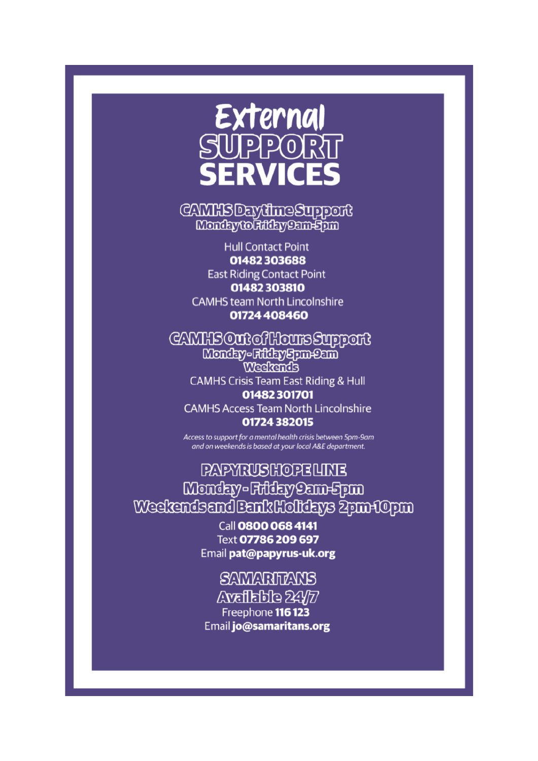# External SUPPORT SERVICES

## CAMHS Daytime Support

### Monday to Friday 9am-5pm

Hull Contact Point
**01482 303688**

East Riding Contact Point
**01482 303810**

CAMHS team North Lincolnshire
**01724 408460**

## CAMHS Out of Hours Support

### Monday - Friday 5pm-9am

### Weekends

CAMHS Crisis Team East Riding & Hull
**01482 301701**

CAMHS Access Team North Lincolnshire
**01724 382015**

*Access to support for a mental health crisis between 5pm-9am and on weekends is based at your local A&E department.*

## PAPYRUS HOPE LINE

### Monday - Friday 9am-5pm

### Weekends and Bank Holidays 2pm-10pm

Call **0800 068 4141**
Text **07786 209 697**
Email **pat@papyrus-uk.org**

## SAMARITANS

### Available 24/7

Freephone **116 123**
Email **jo@samaritans.org**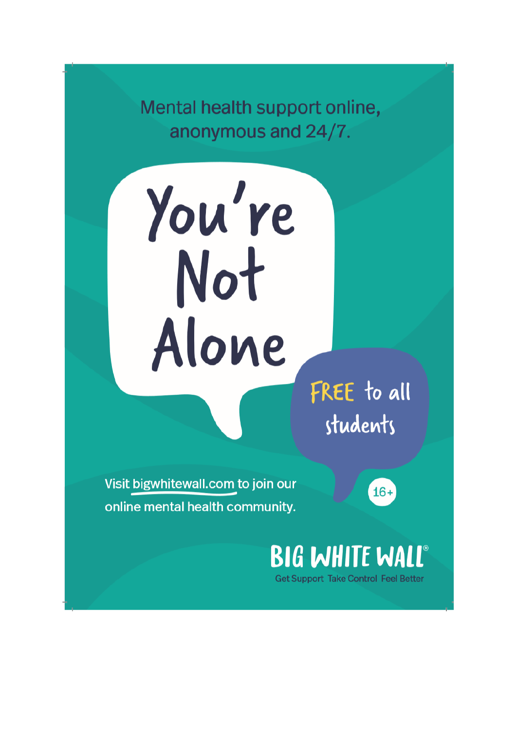Mental health support online, anonymous and 24/7.

# You're Not Alone

FREE to all students

Visit bigwhitewall.com to join our online mental health community.

16+

**BIG WHITE WALL®**

Get Support Take Control Feel Better